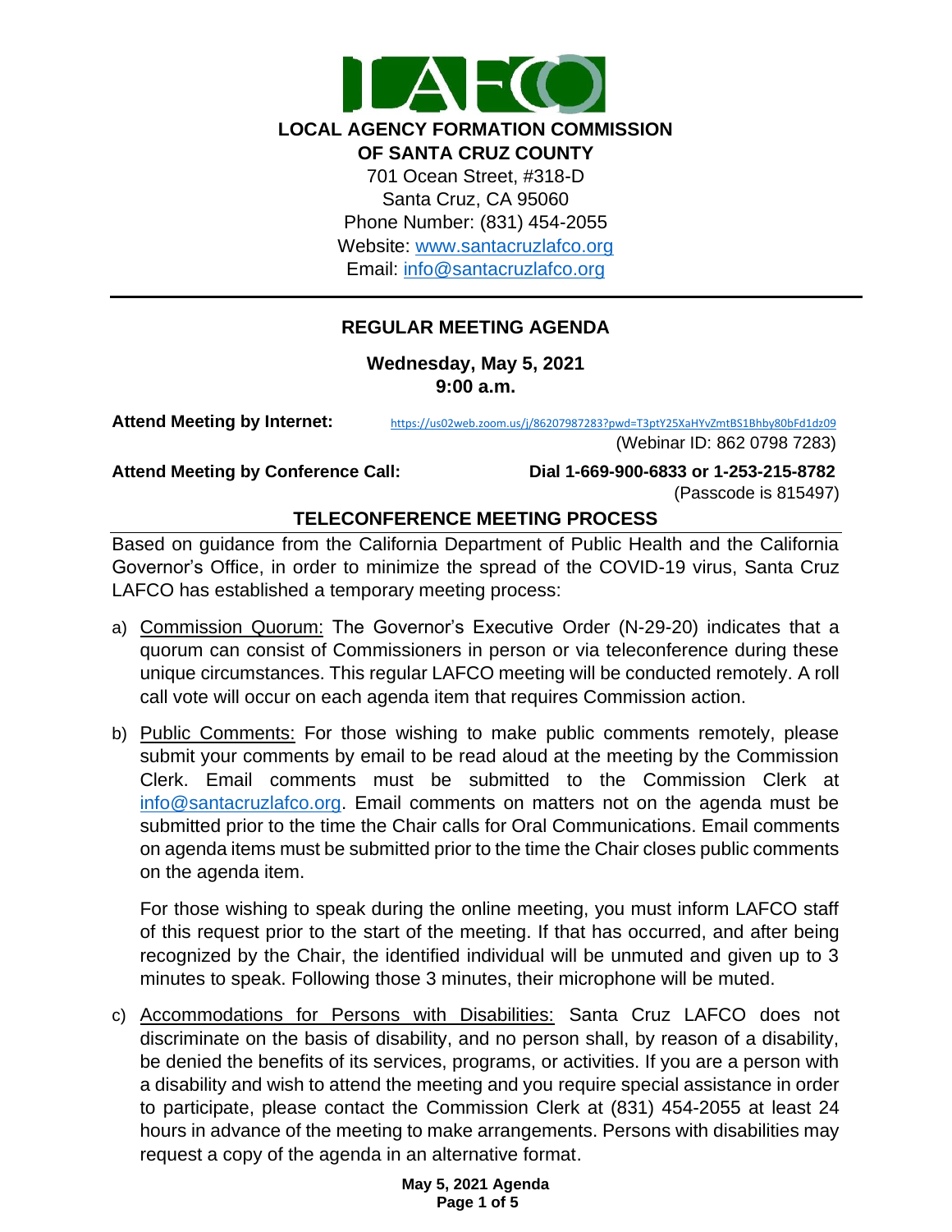# LOCAL AGENCY FORMATION COMMISSION OF SANTA CRUZ COUNTY

701 Ocean Street, #318-D
Santa Cruz, CA 95060
Phone Number: (831) 454-2055
Website: www.santacruzlafco.org
Email: info@santacruzlafco.org

---

## REGULAR MEETING AGENDA

**Wednesday, May 5, 2021**
**9:00 a.m.**

**Attend Meeting by Internet:** https://us02web.zoom.us/j/86207987283?pwd=T3ptY25XaHYvZmtBS1Bhby80bFd1dz09
(Webinar ID: 862 0798 7283)

**Attend Meeting by Conference Call:** **Dial 1-669-900-6833 or 1-253-215-8782**
(Passcode is 815497)

### TELECONFERENCE MEETING PROCESS

Based on guidance from the California Department of Public Health and the California Governor's Office, in order to minimize the spread of the COVID-19 virus, Santa Cruz LAFCO has established a temporary meeting process:

a) Commission Quorum: The Governor's Executive Order (N-29-20) indicates that a quorum can consist of Commissioners in person or via teleconference during these unique circumstances. This regular LAFCO meeting will be conducted remotely. A roll call vote will occur on each agenda item that requires Commission action.

b) Public Comments: For those wishing to make public comments remotely, please submit your comments by email to be read aloud at the meeting by the Commission Clerk. Email comments must be submitted to the Commission Clerk at info@santacruzlafco.org. Email comments on matters not on the agenda must be submitted prior to the time the Chair calls for Oral Communications. Email comments on agenda items must be submitted prior to the time the Chair closes public comments on the agenda item.

   For those wishing to speak during the online meeting, you must inform LAFCO staff of this request prior to the start of the meeting. If that has occurred, and after being recognized by the Chair, the identified individual will be unmuted and given up to 3 minutes to speak. Following those 3 minutes, their microphone will be muted.

c) Accommodations for Persons with Disabilities: Santa Cruz LAFCO does not discriminate on the basis of disability, and no person shall, by reason of a disability, be denied the benefits of its services, programs, or activities. If you are a person with a disability and wish to attend the meeting and you require special assistance in order to participate, please contact the Commission Clerk at (831) 454-2055 at least 24 hours in advance of the meeting to make arrangements. Persons with disabilities may request a copy of the agenda in an alternative format.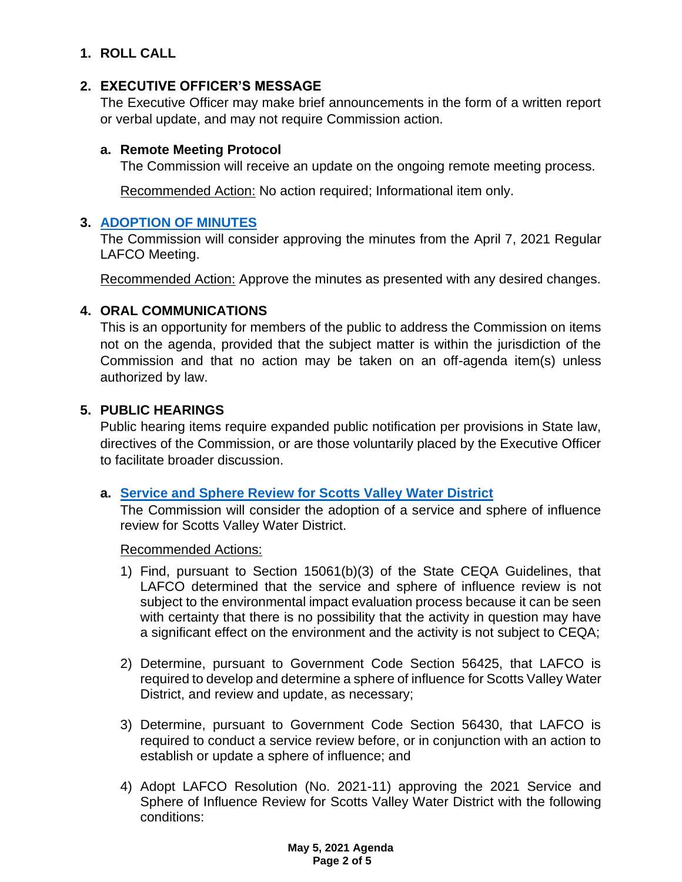## 1. ROLL CALL

## 2. EXECUTIVE OFFICER'S MESSAGE

The Executive Officer may make brief announcements in the form of a written report or verbal update, and may not require Commission action.

### a. Remote Meeting Protocol

The Commission will receive an update on the ongoing remote meeting process.

Recommended Action: No action required; Informational item only.

## 3. ADOPTION OF MINUTES

The Commission will consider approving the minutes from the April 7, 2021 Regular LAFCO Meeting.

Recommended Action: Approve the minutes as presented with any desired changes.

## 4. ORAL COMMUNICATIONS

This is an opportunity for members of the public to address the Commission on items not on the agenda, provided that the subject matter is within the jurisdiction of the Commission and that no action may be taken on an off-agenda item(s) unless authorized by law.

## 5. PUBLIC HEARINGS

Public hearing items require expanded public notification per provisions in State law, directives of the Commission, or are those voluntarily placed by the Executive Officer to facilitate broader discussion.

### a. Service and Sphere Review for Scotts Valley Water District

The Commission will consider the adoption of a service and sphere of influence review for Scotts Valley Water District.

Recommended Actions:

1) Find, pursuant to Section 15061(b)(3) of the State CEQA Guidelines, that LAFCO determined that the service and sphere of influence review is not subject to the environmental impact evaluation process because it can be seen with certainty that there is no possibility that the activity in question may have a significant effect on the environment and the activity is not subject to CEQA;

2) Determine, pursuant to Government Code Section 56425, that LAFCO is required to develop and determine a sphere of influence for Scotts Valley Water District, and review and update, as necessary;

3) Determine, pursuant to Government Code Section 56430, that LAFCO is required to conduct a service review before, or in conjunction with an action to establish or update a sphere of influence; and

4) Adopt LAFCO Resolution (No. 2021-11) approving the 2021 Service and Sphere of Influence Review for Scotts Valley Water District with the following conditions: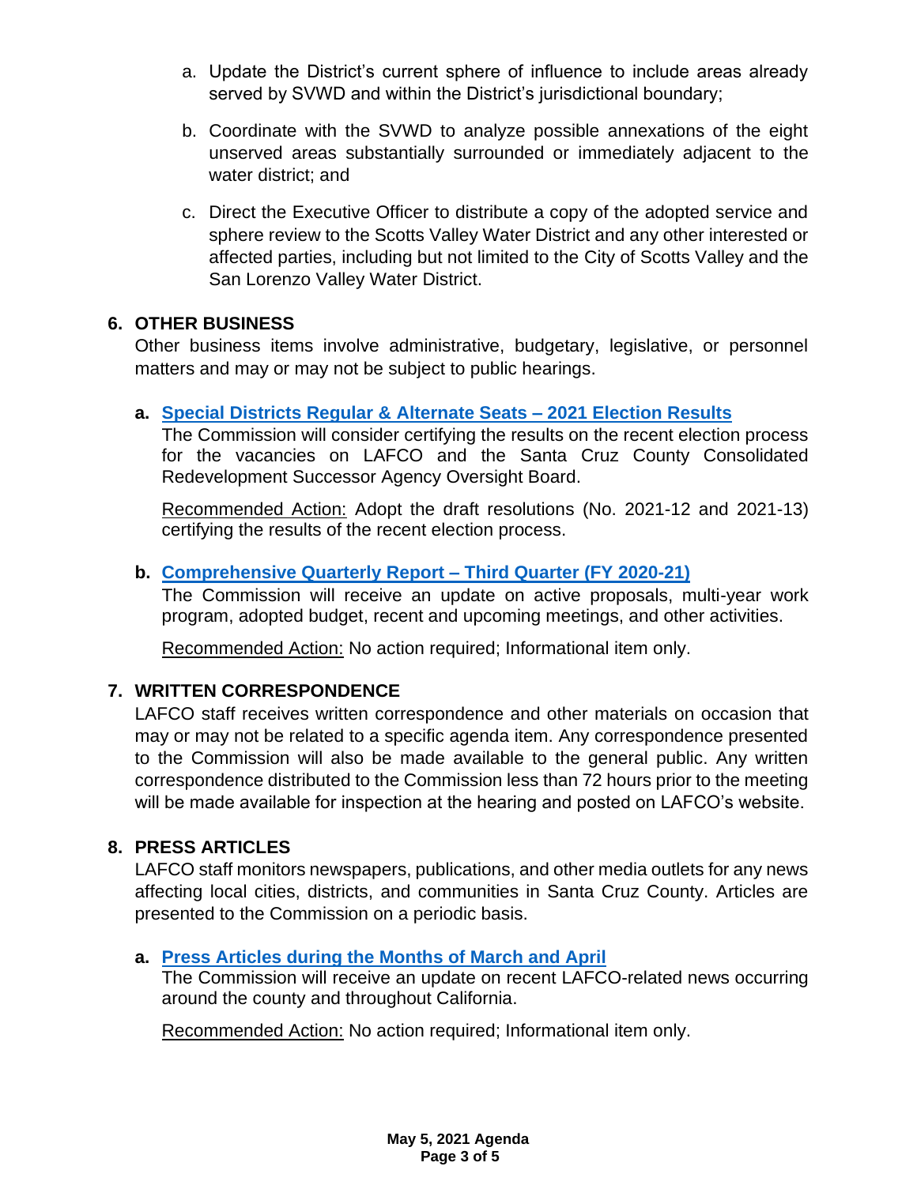a. Update the District's current sphere of influence to include areas already served by SVWD and within the District's jurisdictional boundary;

b. Coordinate with the SVWD to analyze possible annexations of the eight unserved areas substantially surrounded or immediately adjacent to the water district; and

c. Direct the Executive Officer to distribute a copy of the adopted service and sphere review to the Scotts Valley Water District and any other interested or affected parties, including but not limited to the City of Scotts Valley and the San Lorenzo Valley Water District.

## 6. OTHER BUSINESS

Other business items involve administrative, budgetary, legislative, or personnel matters and may or may not be subject to public hearings.

**a. Special Districts Regular & Alternate Seats – 2021 Election Results**

The Commission will consider certifying the results on the recent election process for the vacancies on LAFCO and the Santa Cruz County Consolidated Redevelopment Successor Agency Oversight Board.

Recommended Action: Adopt the draft resolutions (No. 2021-12 and 2021-13) certifying the results of the recent election process.

**b. Comprehensive Quarterly Report – Third Quarter (FY 2020-21)**

The Commission will receive an update on active proposals, multi-year work program, adopted budget, recent and upcoming meetings, and other activities.

Recommended Action: No action required; Informational item only.

## 7. WRITTEN CORRESPONDENCE

LAFCO staff receives written correspondence and other materials on occasion that may or may not be related to a specific agenda item. Any correspondence presented to the Commission will also be made available to the general public. Any written correspondence distributed to the Commission less than 72 hours prior to the meeting will be made available for inspection at the hearing and posted on LAFCO's website.

## 8. PRESS ARTICLES

LAFCO staff monitors newspapers, publications, and other media outlets for any news affecting local cities, districts, and communities in Santa Cruz County. Articles are presented to the Commission on a periodic basis.

**a. Press Articles during the Months of March and April**

The Commission will receive an update on recent LAFCO-related news occurring around the county and throughout California.

Recommended Action: No action required; Informational item only.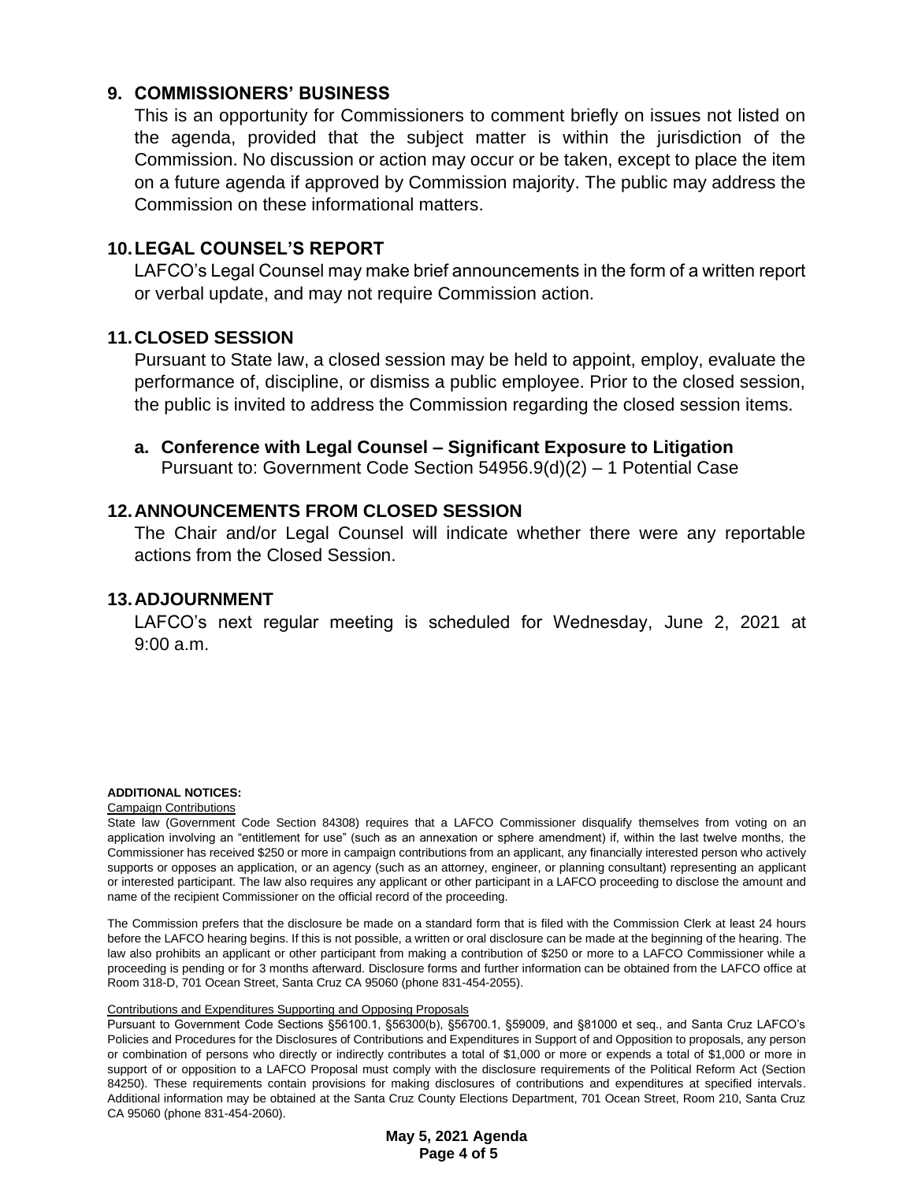## 9. COMMISSIONERS' BUSINESS

This is an opportunity for Commissioners to comment briefly on issues not listed on the agenda, provided that the subject matter is within the jurisdiction of the Commission. No discussion or action may occur or be taken, except to place the item on a future agenda if approved by Commission majority. The public may address the Commission on these informational matters.

## 10. LEGAL COUNSEL'S REPORT

LAFCO's Legal Counsel may make brief announcements in the form of a written report or verbal update, and may not require Commission action.

## 11. CLOSED SESSION

Pursuant to State law, a closed session may be held to appoint, employ, evaluate the performance of, discipline, or dismiss a public employee. Prior to the closed session, the public is invited to address the Commission regarding the closed session items.

**a. Conference with Legal Counsel – Significant Exposure to Litigation**
Pursuant to: Government Code Section 54956.9(d)(2) – 1 Potential Case

## 12. ANNOUNCEMENTS FROM CLOSED SESSION

The Chair and/or Legal Counsel will indicate whether there were any reportable actions from the Closed Session.

## 13. ADJOURNMENT

LAFCO's next regular meeting is scheduled for Wednesday, June 2, 2021 at 9:00 a.m.

**ADDITIONAL NOTICES:**

Campaign Contributions

State law (Government Code Section 84308) requires that a LAFCO Commissioner disqualify themselves from voting on an application involving an "entitlement for use" (such as an annexation or sphere amendment) if, within the last twelve months, the Commissioner has received $250 or more in campaign contributions from an applicant, any financially interested person who actively supports or opposes an application, or an agency (such as an attorney, engineer, or planning consultant) representing an applicant or interested participant. The law also requires any applicant or other participant in a LAFCO proceeding to disclose the amount and name of the recipient Commissioner on the official record of the proceeding.

The Commission prefers that the disclosure be made on a standard form that is filed with the Commission Clerk at least 24 hours before the LAFCO hearing begins. If this is not possible, a written or oral disclosure can be made at the beginning of the hearing. The law also prohibits an applicant or other participant from making a contribution of $250 or more to a LAFCO Commissioner while a proceeding is pending or for 3 months afterward. Disclosure forms and further information can be obtained from the LAFCO office at Room 318-D, 701 Ocean Street, Santa Cruz CA 95060 (phone 831-454-2055).

Contributions and Expenditures Supporting and Opposing Proposals

Pursuant to Government Code Sections §56100.1, §56300(b), §56700.1, §59009, and §81000 et seq., and Santa Cruz LAFCO's Policies and Procedures for the Disclosures of Contributions and Expenditures in Support of and Opposition to proposals, any person or combination of persons who directly or indirectly contributes a total of $1,000 or more or expends a total of $1,000 or more in support of or opposition to a LAFCO Proposal must comply with the disclosure requirements of the Political Reform Act (Section 84250). These requirements contain provisions for making disclosures of contributions and expenditures at specified intervals. Additional information may be obtained at the Santa Cruz County Elections Department, 701 Ocean Street, Room 210, Santa Cruz CA 95060 (phone 831-454-2060).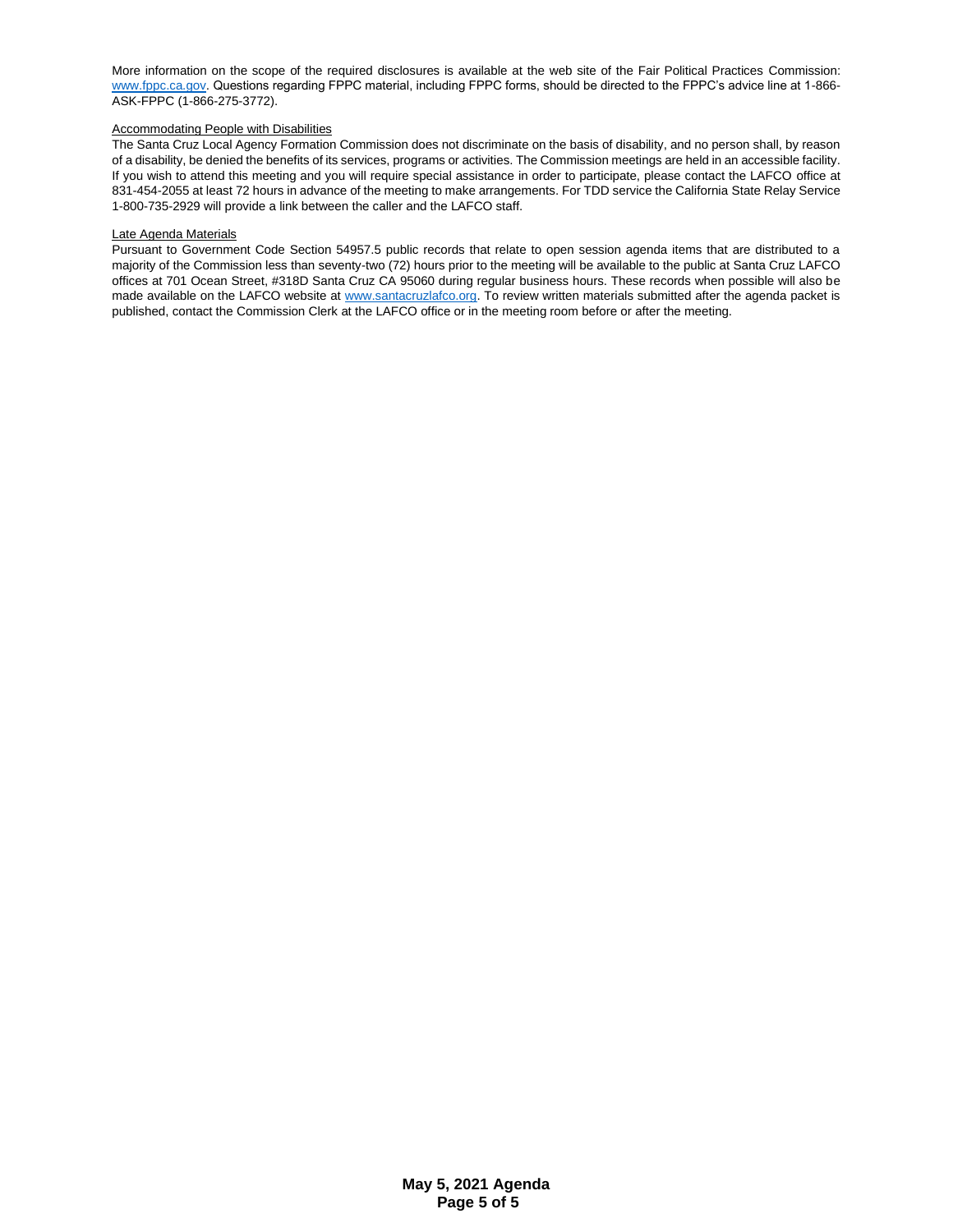More information on the scope of the required disclosures is available at the web site of the Fair Political Practices Commission: www.fppc.ca.gov. Questions regarding FPPC material, including FPPC forms, should be directed to the FPPC's advice line at 1-866-ASK-FPPC (1-866-275-3772).

Accommodating People with Disabilities

The Santa Cruz Local Agency Formation Commission does not discriminate on the basis of disability, and no person shall, by reason of a disability, be denied the benefits of its services, programs or activities. The Commission meetings are held in an accessible facility. If you wish to attend this meeting and you will require special assistance in order to participate, please contact the LAFCO office at 831-454-2055 at least 72 hours in advance of the meeting to make arrangements. For TDD service the California State Relay Service 1-800-735-2929 will provide a link between the caller and the LAFCO staff.

Late Agenda Materials

Pursuant to Government Code Section 54957.5 public records that relate to open session agenda items that are distributed to a majority of the Commission less than seventy-two (72) hours prior to the meeting will be available to the public at Santa Cruz LAFCO offices at 701 Ocean Street, #318D Santa Cruz CA 95060 during regular business hours. These records when possible will also be made available on the LAFCO website at www.santacruzlafco.org. To review written materials submitted after the agenda packet is published, contact the Commission Clerk at the LAFCO office or in the meeting room before or after the meeting.